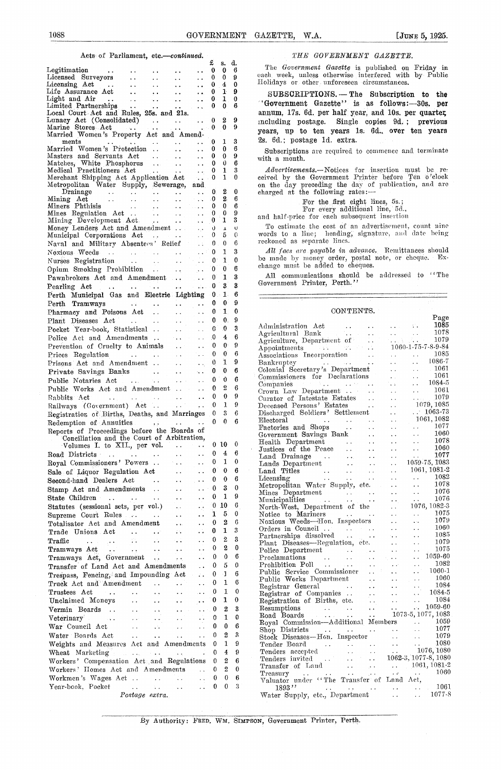Acts of Parliament, etc.—*continued.*

| | £ | s. | d. |
|---|---|---|---|
| Legitimation | 0 | 0 | 6 |
| Licensed Surveyors | 0 | 0 | 9 |
| Licensing Act | 0 | 4 | 0 |
| Life Assurance Act | 0 | 1 | 9 |
| Light and Air | 0 | 1 | 0 |
| Limited Partnerships | 0 | 0 | 6 |
| Local Court Act and Rules, 25s. and 21s. | | | |
| Lunacy Act (Consolidated) | 0 | 2 | 9 |
| Marine Stores Act | 0 | 0 | 9 |
| Married Women's Property Act and Amendments | 0 | 1 | 3 |
| Married Women's Protection | 0 | 0 | 6 |
| Masters and Servants Act | 0 | 0 | 9 |
| Matches, White Phosphorus | 0 | 0 | 6 |
| Medical Practitioners Act | 0 | 1 | 3 |
| Merchant Shipping Act Application Act | 0 | 1 | 0 |
| Metropolitan Water Supply, Sewerage, and Drainage | 0 | 2 | 0 |
| Mining Act | 0 | 2 | 6 |
| Miners Phthisis | 0 | 0 | 6 |
| Mines Regulation Act | 0 | 0 | 9 |
| Mining Development Act | 0 | 1 | 3 |
| Money Lenders Act and Amendment | 0 | 1 | 0 |
| Municipal Corporations Act | 0 | 5 | 0 |
| Naval and Military Absentees' Relief | 0 | 0 | 6 |
| Noxious Weeds | 0 | 1 | 3 |
| Nurses Registration | 0 | 1 | 0 |
| Opium Smoking Prohibition | 0 | 0 | 6 |
| Pawnbrokers Act and Amendment | 0 | 1 | 3 |
| Pearling Act | 0 | 3 | 3 |
| Perth Municipal Gas and Electric Lighting | 0 | 1 | 6 |
| Perth Tramways | 0 | 0 | 9 |
| Pharmacy and Poisons Act | 0 | 1 | 0 |
| Plant Diseases Act | 0 | 0 | 9 |
| Pocket Year-book, Statistical | 0 | 0 | 3 |
| Police Act and Amendments | 0 | 4 | 6 |
| Prevention of Cruelty to Animals | 0 | 0 | 9 |
| Prices Regulation | 0 | 0 | 6 |
| Prisons Act and Amendment | 0 | 1 | 9 |
| Private Savings Banks | 0 | 0 | 6 |
| Public Notaries Act | 0 | 0 | 6 |
| Public Works Act and Amendment | 0 | 2 | 6 |
| Rabbits Act | 0 | 0 | 9 |
| Railways (Government) Act | 0 | 1 | 9 |
| Registration of Births, Deaths, and Marriages | 0 | 3 | 6 |
| Redemption of Annuities | 0 | 0 | 6 |
| Reports of Proceedings before the Boards of Conciliation and the Court of Arbitration, Volumes I. to XII., per vol. | 0 | 10 | 0 |
| Road Districts | 0 | 4 | 6 |
| Royal Commissioners' Powers | 0 | 1 | 0 |
| Sale of Liquor Regulation Act | 0 | 0 | 6 |
| Second-hand Dealers Act | 0 | 0 | 6 |
| Stamp Act and Amendments | 0 | 3 | 0 |
| State Children | 0 | 1 | 9 |
| Statutes (sessional sets, per vol.) | 0 | 10 | 6 |
| Supreme Court Rules | 1 | 5 | 0 |
| Totalisator Act and Amendment | 0 | 2 | 6 |
| Trade Unions Act | 0 | 1 | 3 |
| Traffic | 0 | 2 | 3 |
| Tramways Act | 0 | 2 | 0 |
| Tramways Act, Government | 0 | 0 | 6 |
| Transfer of Land Act and Amendments | 0 | 5 | 0 |
| Trespass, Fencing, and Impounding Act | 0 | 1 | 6 |
| Truck Act and Amendment | 0 | 1 | 6 |
| Trustees Act | 0 | 1 | 0 |
| Unclaimed Moneys | 0 | 1 | 0 |
| Vermin Boards | 0 | 2 | 3 |
| Veterinary | 0 | 1 | 0 |
| War Council Act | 0 | 0 | 6 |
| Water Boards Act | 0 | 2 | 3 |
| Weights and Measures Act and Amendments | 0 | 1 | 9 |
| Wheat Marketing | 0 | 4 | 9 |
| Workers' Compensation Act and Regulations | 0 | 2 | 6 |
| Workers' Homes Act and Amendments | 0 | 2 | 0 |
| Workmen's Wages Act | 0 | 0 | 6 |
| Year-book, Pocket | 0 | 0 | 3 |

*Postage extra.*

## *THE GOVERNMENT GAZETTE.*

The *Government Gazette* is published on Friday in each week, unless otherwise interfered with by Public Holidays or other unforeseen circumstances.

**SUBSCRIPTIONS.—The Subscription to the "Government Gazette" is as follows:—30s. per annum, 17s. 6d. per half year, and 10s. per quarter, including postage. Single copies 9d.; previous years, up to ten years 1s. 6d., over ten years 2s. 6d.; postage 1d. extra.**

Subscriptions are required to commence and terminate with a month.

*Advertisements.*—Notices for insertion must be received by the Government Printer before Ten o'clock on the day preceding the day of publication, and are charged at the following rates:—

For the first eight lines, 5s.;
For every additional line, 5d.,

and half-price for each subsequent insertion.

To estimate the cost of an advertisement, count nine words to a line; heading, signature, and date being reckoned as separate lines.

*All fees are payable in advance.* Remittances should be made by money order, postal note, or cheque. Exchange must be added to cheques.

All communications should be addressed to "The Government Printer, Perth."

## CONTENTS.

| | Page |
|---|---|
| Administration Act | 1085 |
| Agricultural Bank | 1078 |
| Agriculture, Department of | 1079 |
| Appointments | 1060-1-75-7-8-9-84 |
| Associations Incorporation | 1085 |
| Bankruptcy | 1086-7 |
| Colonial Secretary's Department | 1061 |
| Commissioners for Declarations | 1061 |
| Companies | 1084-5 |
| Crown Law Department | 1061 |
| Curator of Intestate Estates | 1079 |
| Deceased Persons' Estates | 1079, 1085 |
| Discharged Soldiers' Settlement | 1063-73 |
| Electoral | 1061, 1082 |
| Factories and Shops | 1077 |
| Government Savings Bank | 1060 |
| Health Department | 1078 |
| Justices of the Peace | 1060 |
| Land Drainage | 1077 |
| Lands Department | 1059-75, 1083 |
| Land Titles | 1061, 1081-2 |
| Licensing | 1082 |
| Metropolitan Water Supply, etc. | 1078 |
| Mines Department | 1076 |
| Municipalities | 1076 |
| North-West, Department of the | 1076, 1082-3 |
| Notice to Mariners | 1075 |
| Noxious Weeds—Hon. Inspectors | 1079 |
| Orders in Council | 1060 |
| Partnerships dissolved | 1085 |
| Plant Diseases—Regulation, etc. | 1079 |
| Police Department | 1075 |
| Proclamations | 1059-60 |
| Prohibition Poll | 1082 |
| Public Service Commissioner | 1060-1 |
| Public Works Department | 1060 |
| Registrar General | 1084 |
| Registrar of Companies | 1084-5 |
| Registration of Births, etc. | 1084 |
| Resumptions | 1059-60 |
| Road Boards | 1073-5, 1077, 1083 |
| Royal Commission—Additional Members | 1059 |
| Shop Districts | 1077 |
| Stock Diseases—Hon. Inspector | 1079 |
| Tender Board | 1080 |
| Tenders accepted | 1076, 1080 |
| Tenders invited | 1062-3, 1077-8, 1080 |
| Transfer of Land | 1061, 1081-2 |
| Treasury | 1060 |
| Valuator under "The Transfer of Land Act, 1893" | 1061 |
| Water Supply, etc., Department | 1077-8 |

By Authority: FRED. WM. SIMPSON, Government Printer, Perth.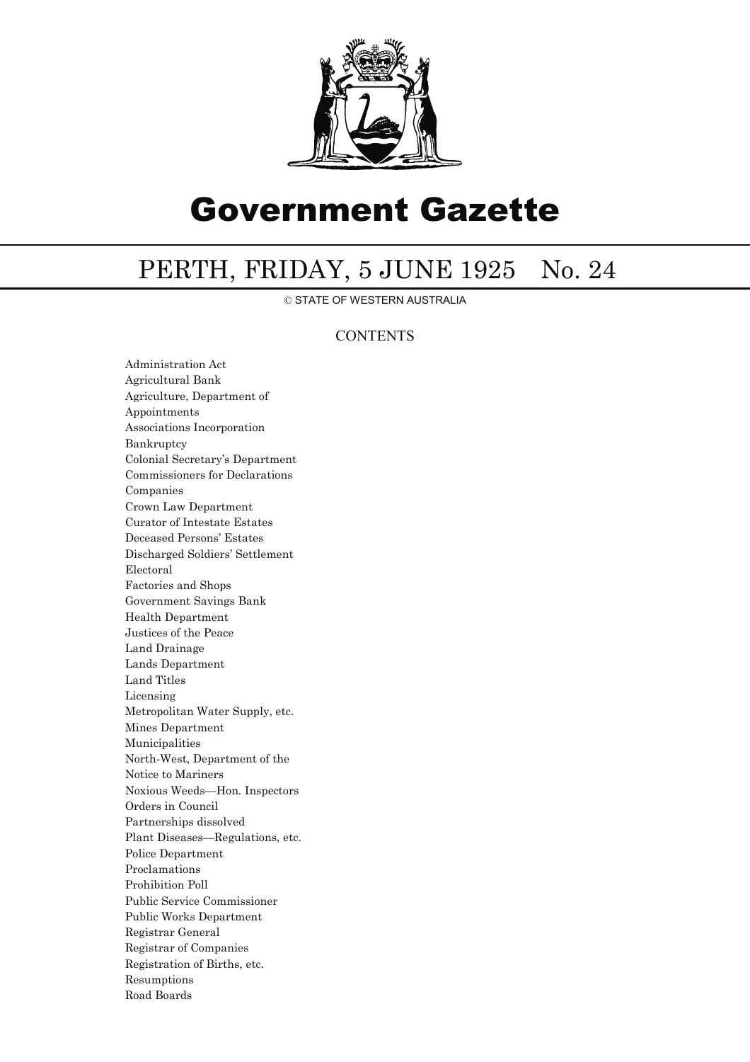# Government Gazette

## PERTH, FRIDAY, 5 JUNE 1925 No. 24

© STATE OF WESTERN AUSTRALIA

### CONTENTS

Administration Act
Agricultural Bank
Agriculture, Department of
Appointments
Associations Incorporation
Bankruptcy
Colonial Secretary's Department
Commissioners for Declarations
Companies
Crown Law Department
Curator of Intestate Estates
Deceased Persons' Estates
Discharged Soldiers' Settlement
Electoral
Factories and Shops
Government Savings Bank
Health Department
Justices of the Peace
Land Drainage
Lands Department
Land Titles
Licensing
Metropolitan Water Supply, etc.
Mines Department
Municipalities
North-West, Department of the
Notice to Mariners
Noxious Weeds—Hon. Inspectors
Orders in Council
Partnerships dissolved
Plant Diseases—Regulations, etc.
Police Department
Proclamations
Prohibition Poll
Public Service Commissioner
Public Works Department
Registrar General
Registrar of Companies
Registration of Births, etc.
Resumptions
Road Boards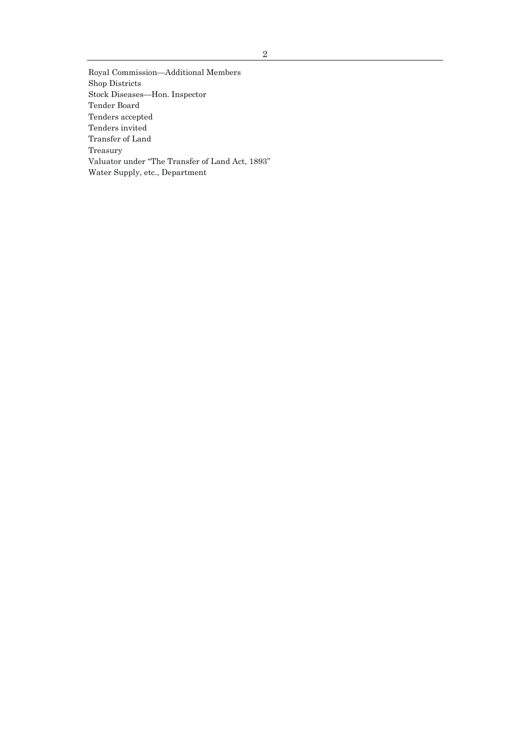Royal Commission—Additional Members
Shop Districts
Stock Diseases—Hon. Inspector
Tender Board
Tenders accepted
Tenders invited
Transfer of Land
Treasury
Valuator under "The Transfer of Land Act, 1893"
Water Supply, etc., Department